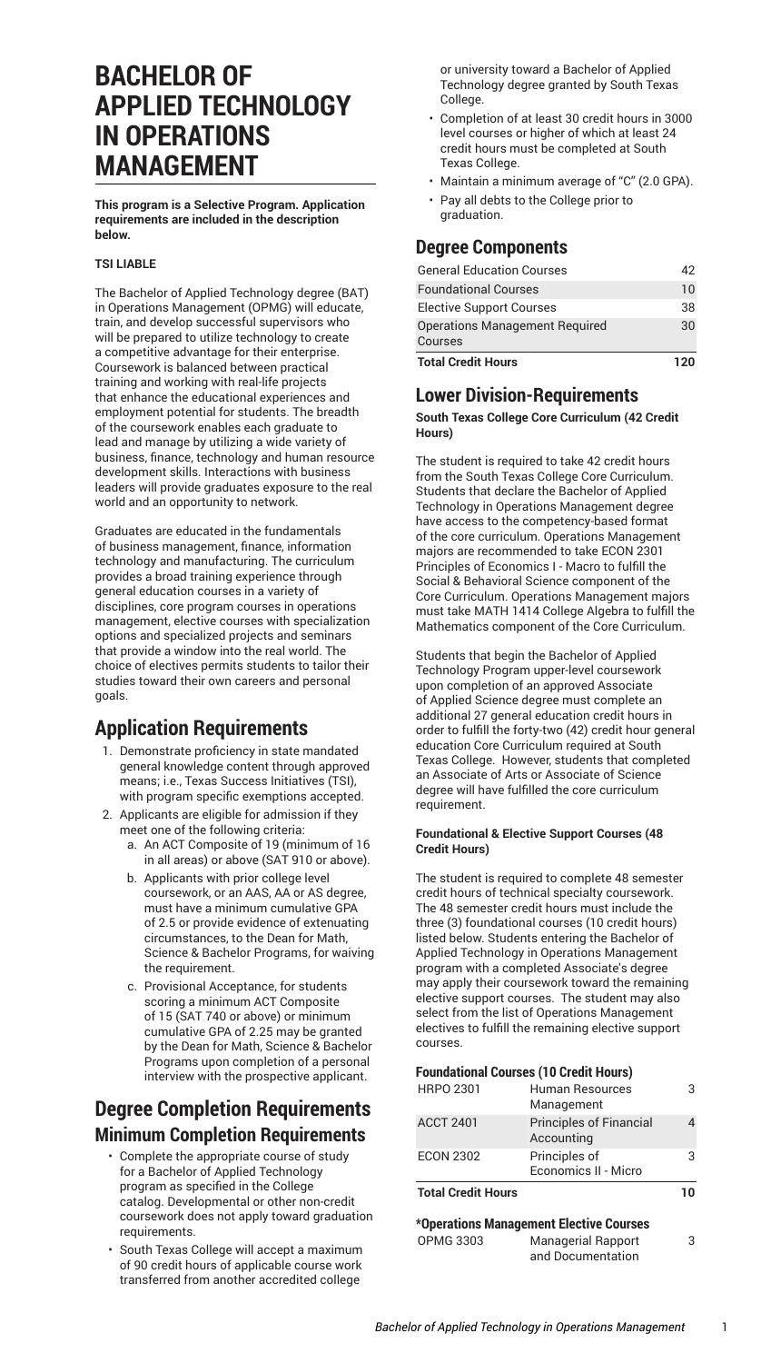# BACHELOR OF APPLIED TECHNOLOGY IN OPERATIONS MANAGEMENT

**This program is a Selective Program. Application requirements are included in the description below.**

**TSI LIABLE**

The Bachelor of Applied Technology degree (BAT) in Operations Management (OPMG) will educate, train, and develop successful supervisors who will be prepared to utilize technology to create a competitive advantage for their enterprise. Coursework is balanced between practical training and working with real-life projects that enhance the educational experiences and employment potential for students. The breadth of the coursework enables each graduate to lead and manage by utilizing a wide variety of business, finance, technology and human resource development skills. Interactions with business leaders will provide graduates exposure to the real world and an opportunity to network.

Graduates are educated in the fundamentals of business management, finance, information technology and manufacturing. The curriculum provides a broad training experience through general education courses in a variety of disciplines, core program courses in operations management, elective courses with specialization options and specialized projects and seminars that provide a window into the real world. The choice of electives permits students to tailor their studies toward their own careers and personal goals.

## Application Requirements

1. Demonstrate proficiency in state mandated general knowledge content through approved means; i.e., Texas Success Initiatives (TSI), with program specific exemptions accepted.
2. Applicants are eligible for admission if they meet one of the following criteria:
   a. An ACT Composite of 19 (minimum of 16 in all areas) or above (SAT 910 or above).
   b. Applicants with prior college level coursework, or an AAS, AA or AS degree, must have a minimum cumulative GPA of 2.5 or provide evidence of extenuating circumstances, to the Dean for Math, Science & Bachelor Programs, for waiving the requirement.
   c. Provisional Acceptance, for students scoring a minimum ACT Composite of 15 (SAT 740 or above) or minimum cumulative GPA of 2.25 may be granted by the Dean for Math, Science & Bachelor Programs upon completion of a personal interview with the prospective applicant.

## Degree Completion Requirements

### Minimum Completion Requirements

- Complete the appropriate course of study for a Bachelor of Applied Technology program as specified in the College catalog. Developmental or other non-credit coursework does not apply toward graduation requirements.
- South Texas College will accept a maximum of 90 credit hours of applicable course work transferred from another accredited college or university toward a Bachelor of Applied Technology degree granted by South Texas College.
- Completion of at least 30 credit hours in 3000 level courses or higher of which at least 24 credit hours must be completed at South Texas College.
- Maintain a minimum average of "C" (2.0 GPA).
- Pay all debts to the College prior to graduation.

## Degree Components

| | |
|---|---|
| General Education Courses | 42 |
| Foundational Courses | 10 |
| Elective Support Courses | 38 |
| Operations Management Required Courses | 30 |
| **Total Credit Hours** | **120** |

## Lower Division-Requirements

**South Texas College Core Curriculum (42 Credit Hours)**

The student is required to take 42 credit hours from the South Texas College Core Curriculum. Students that declare the Bachelor of Applied Technology in Operations Management degree have access to the competency-based format of the core curriculum. Operations Management majors are recommended to take ECON 2301 Principles of Economics I - Macro to fulfill the Social & Behavioral Science component of the Core Curriculum. Operations Management majors must take MATH 1414 College Algebra to fulfill the Mathematics component of the Core Curriculum.

Students that begin the Bachelor of Applied Technology Program upper-level coursework upon completion of an approved Associate of Applied Science degree must complete an additional 27 general education credit hours in order to fulfill the forty-two (42) credit hour general education Core Curriculum required at South Texas College. However, students that completed an Associate of Arts or Associate of Science degree will have fulfilled the core curriculum requirement.

**Foundational & Elective Support Courses (48 Credit Hours)**

The student is required to complete 48 semester credit hours of technical specialty coursework. The 48 semester credit hours must include the three (3) foundational courses (10 credit hours) listed below. Students entering the Bachelor of Applied Technology in Operations Management program with a completed Associate's degree may apply their coursework toward the remaining elective support courses. The student may also select from the list of Operations Management electives to fulfill the remaining elective support courses.

#### Foundational Courses (10 Credit Hours)

| | | |
|---|---|---|
| HRPO 2301 | Human Resources Management | 3 |
| ACCT 2401 | Principles of Financial Accounting | 4 |
| ECON 2302 | Principles of Economics II - Micro | 3 |
| **Total Credit Hours** | | **10** |

#### *Operations Management Elective Courses

| | | |
|---|---|---|
| OPMG 3303 | Managerial Rapport and Documentation | 3 |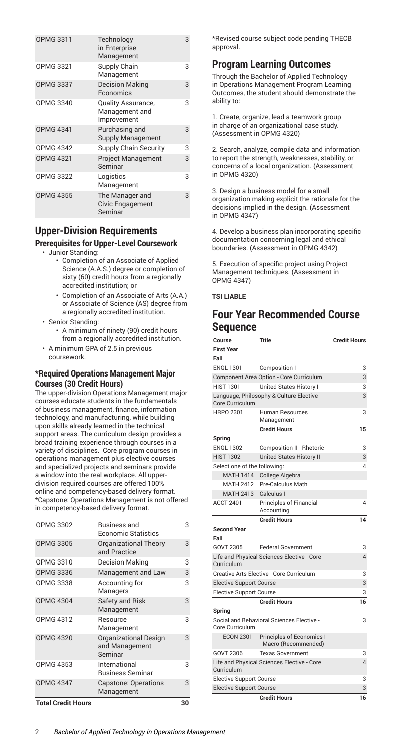| | | |
|---|---|---|
| OPMG 3311 | Technology in Enterprise Management | 3 |
| OPMG 3321 | Supply Chain Management | 3 |
| OPMG 3337 | Decision Making Economics | 3 |
| OPMG 3340 | Quality Assurance, Management and Improvement | 3 |
| OPMG 4341 | Purchasing and Supply Management | 3 |
| OPMG 4342 | Supply Chain Security | 3 |
| OPMG 4321 | Project Management Seminar | 3 |
| OPMG 3322 | Logistics Management | 3 |
| OPMG 4355 | The Manager and Civic Engagement Seminar | 3 |

## Upper-Division Requirements

### Prerequisites for Upper-Level Coursework

- Junior Standing:
  - Completion of an Associate of Applied Science (A.A.S.) degree or completion of sixty (60) credit hours from a regionally accredited institution; or
  - Completion of an Associate of Arts (A.A.) or Associate of Science (AS) degree from a regionally accredited institution.
- Senior Standing:
  - A minimum of ninety (90) credit hours from a regionally accredited institution.
- A minimum GPA of 2.5 in previous coursework.

### *Required Operations Management Major Courses (30 Credit Hours)

The upper-division Operations Management major courses educate students in the fundamentals of business management, finance, information technology, and manufacturing, while building upon skills already learned in the technical support areas. The curriculum design provides a broad training experience through courses in a variety of disciplines. Core program courses in operations management plus elective courses and specialized projects and seminars provide a window into the real workplace. All upper-division required courses are offered 100% online and competency-based delivery format. *Capstone: Operations Management is not offered in competency-based delivery format.

| | | |
|---|---|---|
| OPMG 3302 | Business and Economic Statistics | 3 |
| OPMG 3305 | Organizational Theory and Practice | 3 |
| OPMG 3310 | Decision Making | 3 |
| OPMG 3336 | Management and Law | 3 |
| OPMG 3338 | Accounting for Managers | 3 |
| OPMG 4304 | Safety and Risk Management | 3 |
| OPMG 4312 | Resource Management | 3 |
| OPMG 4320 | Organizational Design and Management Seminar | 3 |
| OPMG 4353 | International Business Seminar | 3 |
| OPMG 4347 | Capstone: Operations Management | 3 |
| **Total Credit Hours** | | **30** |

*Revised course subject code pending THECB approval.

## Program Learning Outcomes

Through the Bachelor of Applied Technology in Operations Management Program Learning Outcomes, the student should demonstrate the ability to:

1. Create, organize, lead a teamwork group in charge of an organizational case study. (Assessment in OPMG 4320)

2. Search, analyze, compile data and information to report the strength, weaknesses, stability, or concerns of a local organization. (Assessment in OPMG 4320)

3. Design a business model for a small organization making explicit the rationale for the decisions implied in the design. (Assessment in OPMG 4347)

4. Develop a business plan incorporating specific documentation concerning legal and ethical boundaries. (Assessment in OPMG 4342)

5. Execution of specific project using Project Management techniques. (Assessment in OPMG 4347)

**TSI LIABLE**

## Four Year Recommended Course Sequence

| Course | Title | Credit Hours |
|---|---|---|
| **First Year** | | |
| **Fall** | | |
| ENGL 1301 | Composition I | 3 |
| Component Area Option - Core Curriculum | | 3 |
| HIST 1301 | United States History I | 3 |
| Language, Philosophy & Culture Elective - Core Curriculum | | 3 |
| HRPO 2301 | Human Resources Management | 3 |
| | **Credit Hours** | **15** |
| **Spring** | | |
| ENGL 1302 | Composition II - Rhetoric | 3 |
| HIST 1302 | United States History II | 3 |
| Select one of the following: | | 4 |
| MATH 1414 | College Algebra | |
| MATH 2412 | Pre-Calculus Math | |
| MATH 2413 | Calculus I | |
| ACCT 2401 | Principles of Financial Accounting | 4 |
| | **Credit Hours** | **14** |
| **Second Year** | | |
| **Fall** | | |
| GOVT 2305 | Federal Government | 3 |
| Life and Physical Sciences Elective - Core Curriculum | | 4 |
| Creative Arts Elective - Core Curriculum | | 3 |
| Elective Support Course | | 3 |
| Elective Support Course | | 3 |
| | **Credit Hours** | **16** |
| **Spring** | | |
| Social and Behavioral Sciences Elective - Core Curriculum | | 3 |
| ECON 2301 | Principles of Economics I - Macro (Recommended) | |
| GOVT 2306 | Texas Government | 3 |
| Life and Physical Sciences Elective - Core Curriculum | | 4 |
| Elective Support Course | | 3 |
| Elective Support Course | | 3 |
| | **Credit Hours** | **16** |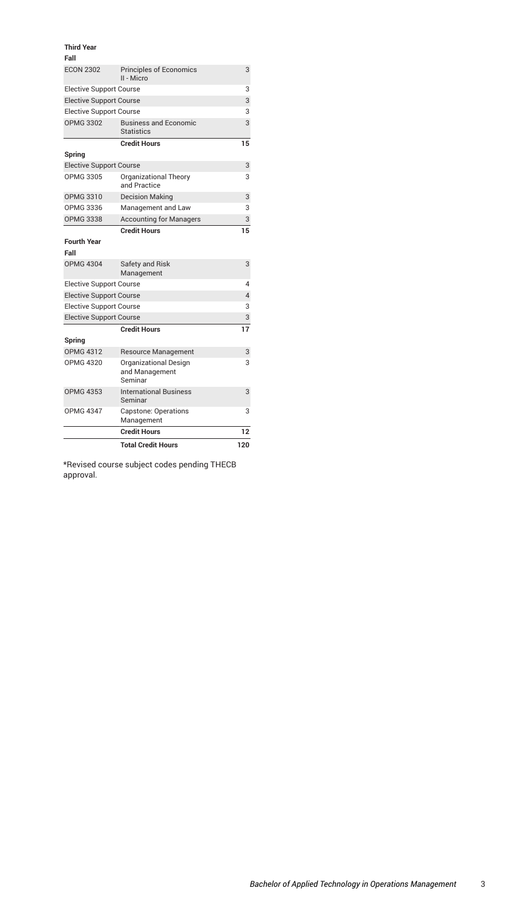| | | |
|---|---|---|
| **Third Year** | | |
| **Fall** | | |
| ECON 2302 | Principles of Economics II - Micro | 3 |
| Elective Support Course | | 3 |
| Elective Support Course | | 3 |
| Elective Support Course | | 3 |
| OPMG 3302 | Business and Economic Statistics | 3 |
| | **Credit Hours** | **15** |
| **Spring** | | |
| Elective Support Course | | 3 |
| OPMG 3305 | Organizational Theory and Practice | 3 |
| OPMG 3310 | Decision Making | 3 |
| OPMG 3336 | Management and Law | 3 |
| OPMG 3338 | Accounting for Managers | 3 |
| | **Credit Hours** | **15** |
| **Fourth Year** | | |
| **Fall** | | |
| OPMG 4304 | Safety and Risk Management | 3 |
| Elective Support Course | | 4 |
| Elective Support Course | | 4 |
| Elective Support Course | | 3 |
| Elective Support Course | | 3 |
| | **Credit Hours** | **17** |
| **Spring** | | |
| OPMG 4312 | Resource Management | 3 |
| OPMG 4320 | Organizational Design and Management Seminar | 3 |
| OPMG 4353 | International Business Seminar | 3 |
| OPMG 4347 | Capstone: Operations Management | 3 |
| | **Credit Hours** | **12** |
| | **Total Credit Hours** | **120** |

*Revised course subject codes pending THECB approval.